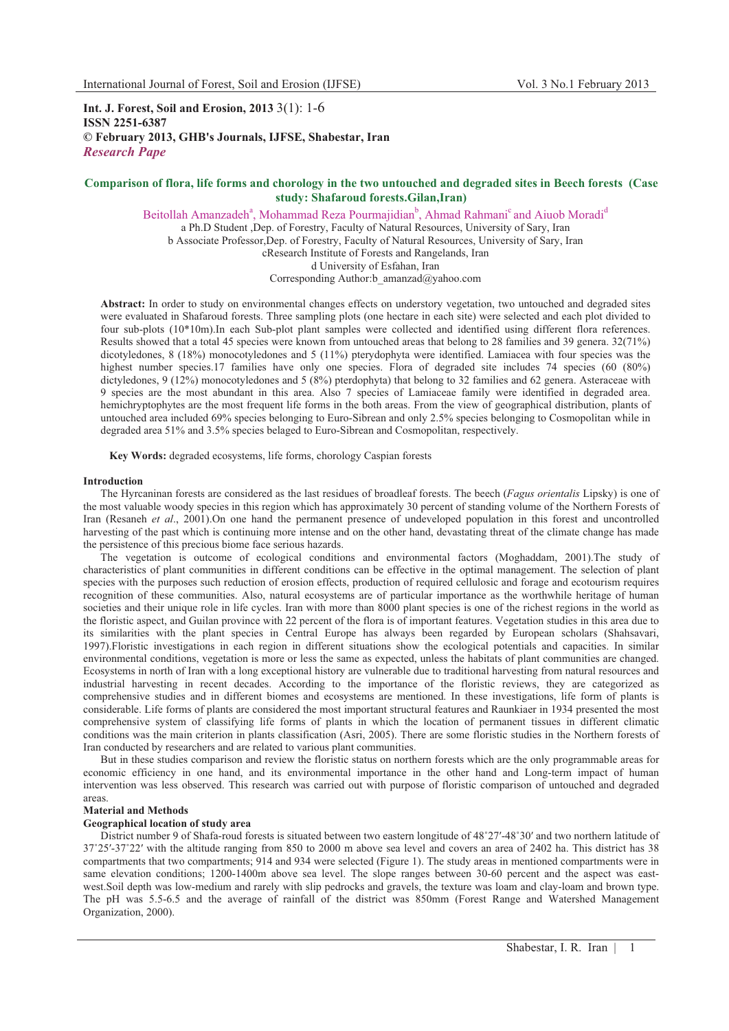**Int. J. Forest, Soil and Erosion, 2013** 3(1): 1-6
**ISSN 2251-6387**
**© February 2013, GHB's Journals, IJFSE, Shabestar, Iran**
***Research Pape***

# Comparison of flora, life forms and chorology in the two untouched and degraded sites in Beech forests (Case study: Shafaroud forests.Gilan,Iran)

Beitollah Amanzadeh[a], Mohammad Reza Pourmajidian[b], Ahmad Rahmani[c] and Aiuob Moradi[d]

a Ph.D Student ,Dep. of Forestry, Faculty of Natural Resources, University of Sary, Iran
b Associate Professor,Dep. of Forestry, Faculty of Natural Resources, University of Sary, Iran
cResearch Institute of Forests and Rangelands, Iran
d University of Esfahan, Iran
Corresponding Author:b_amanzad@yahoo.com

**Abstract:** In order to study on environmental changes effects on understory vegetation, two untouched and degraded sites were evaluated in Shafaroud forests. Three sampling plots (one hectare in each site) were selected and each plot divided to four sub-plots (10*10m).In each Sub-plot plant samples were collected and identified using different flora references. Results showed that a total 45 species were known from untouched areas that belong to 28 families and 39 genera. 32(71%) dicotyledones, 8 (18%) monocotyledones and 5 (11%) pterydophyta were identified. Lamiacea with four species was the highest number species.17 families have only one species. Flora of degraded site includes 74 species (60 (80%) dictyledones, 9 (12%) monocotyledones and 5 (8%) pterdophyta) that belong to 32 families and 62 genera. Asteraceae with 9 species are the most abundant in this area. Also 7 species of Lamiaceae family were identified in degraded area. hemichryptophytes are the most frequent life forms in the both areas. From the view of geographical distribution, plants of untouched area included 69% species belonging to Euro-Sibrean and only 2.5% species belonging to Cosmopolitan while in degraded area 51% and 3.5% species belaged to Euro-Sibrean and Cosmopolitan, respectively.

**Key Words:** degraded ecosystems, life forms, chorology Caspian forests

## Introduction

The Hyrcaninan forests are considered as the last residues of broadleaf forests. The beech (*Fagus orientalis* Lipsky) is one of the most valuable woody species in this region which has approximately 30 percent of standing volume of the Northern Forests of Iran (Resaneh *et al*., 2001).On one hand the permanent presence of undeveloped population in this forest and uncontrolled harvesting of the past which is continuing more intense and on the other hand, devastating threat of the climate change has made the persistence of this precious biome face serious hazards.

The vegetation is outcome of ecological conditions and environmental factors (Moghaddam, 2001).The study of characteristics of plant communities in different conditions can be effective in the optimal management. The selection of plant species with the purposes such reduction of erosion effects, production of required cellulosic and forage and ecotourism requires recognition of these communities. Also, natural ecosystems are of particular importance as the worthwhile heritage of human societies and their unique role in life cycles. Iran with more than 8000 plant species is one of the richest regions in the world as the floristic aspect, and Guilan province with 22 percent of the flora is of important features. Vegetation studies in this area due to its similarities with the plant species in Central Europe has always been regarded by European scholars (Shahsavari, 1997).Floristic investigations in each region in different situations show the ecological potentials and capacities. In similar environmental conditions, vegetation is more or less the same as expected, unless the habitats of plant communities are changed. Ecosystems in north of Iran with a long exceptional history are vulnerable due to traditional harvesting from natural resources and industrial harvesting in recent decades. According to the importance of the floristic reviews, they are categorized as comprehensive studies and in different biomes and ecosystems are mentioned. In these investigations, life form of plants is considerable. Life forms of plants are considered the most important structural features and Raunkiaer in 1934 presented the most comprehensive system of classifying life forms of plants in which the location of permanent tissues in different climatic conditions was the main criterion in plants classification (Asri, 2005). There are some floristic studies in the Northern forests of Iran conducted by researchers and are related to various plant communities.

But in these studies comparison and review the floristic status on northern forests which are the only programmable areas for economic efficiency in one hand, and its environmental importance in the other hand and Long-term impact of human intervention was less observed. This research was carried out with purpose of floristic comparison of untouched and degraded areas.

## Material and Methods

### Geographical location of study area

District number 9 of Shafa-roud forests is situated between two eastern longitude of 48˚27′-48˚30′ and two northern latitude of 37˚25′-37˚22′ with the altitude ranging from 850 to 2000 m above sea level and covers an area of 2402 ha. This district has 38 compartments that two compartments; 914 and 934 were selected (Figure 1). The study areas in mentioned compartments were in same elevation conditions; 1200-1400m above sea level. The slope ranges between 30-60 percent and the aspect was east-west.Soil depth was low-medium and rarely with slip pedrocks and gravels, the texture was loam and clay-loam and brown type. The pH was 5.5-6.5 and the average of rainfall of the district was 850mm (Forest Range and Watershed Management Organization, 2000).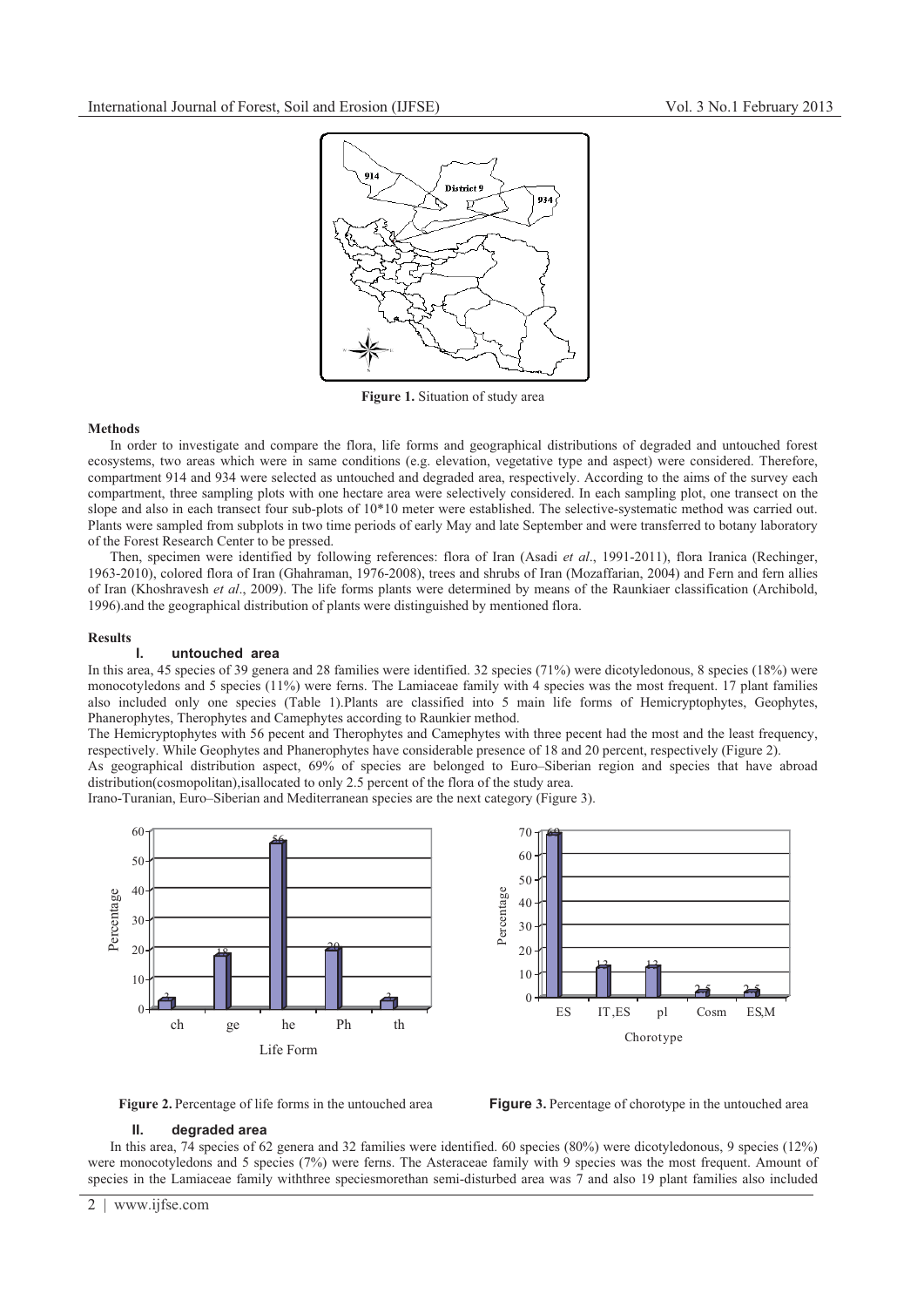Figure 1. Situation of study area

### Methods

In order to investigate and compare the flora, life forms and geographical distributions of degraded and untouched forest ecosystems, two areas which were in same conditions (e.g. elevation, vegetative type and aspect) were considered. Therefore, compartment 914 and 934 were selected as untouched and degraded area, respectively. According to the aims of the survey each compartment, three sampling plots with one hectare area were selectively considered. In each sampling plot, one transect on the slope and also in each transect four sub-plots of 10*10 meter were established. The selective-systematic method was carried out. Plants were sampled from subplots in two time periods of early May and late September and were transferred to botany laboratory of the Forest Research Center to be pressed.

Then, specimen were identified by following references: flora of Iran (Asadi *et al*., 1991-2011), flora Iranica (Rechinger, 1963-2010), colored flora of Iran (Ghahraman, 1976-2008), trees and shrubs of Iran (Mozaffarian, 2004) and Fern and fern allies of Iran (Khoshravesh *et al*., 2009). The life forms plants were determined by means of the Raunkiaer classification (Archibold, 1996).and the geographical distribution of plants were distinguished by mentioned flora.

### Results

#### I. untouched area

In this area, 45 species of 39 genera and 28 families were identified. 32 species (71%) were dicotyledonous, 8 species (18%) were monocotyledons and 5 species (11%) were ferns. The Lamiaceae family with 4 species was the most frequent. 17 plant families also included only one species (Table 1).Plants are classified into 5 main life forms of Hemicryptophytes, Geophytes, Phanerophytes, Therophytes and Camephytes according to Raunkier method.

The Hemicryptophytes with 56 pecent and Therophytes and Camephytes with three pecent had the most and the least frequency, respectively. While Geophytes and Phanerophytes have considerable presence of 18 and 20 percent, respectively (Figure 2).

As geographical distribution aspect, 69% of species are belonged to Euro–Siberian region and species that have abroad distribution(cosmopolitan),isallocated to only 2.5 percent of the flora of the study area.

Irano-Turanian, Euro–Siberian and Mediterranean species are the next category (Figure 3).

Figure 2. Percentage of life forms in the untouched area

Figure 3. Percentage of chorotype in the untouched area

#### II. degraded area

In this area, 74 species of 62 genera and 32 families were identified. 60 species (80%) were dicotyledonous, 9 species (12%) were monocotyledons and 5 species (7%) were ferns. The Asteraceae family with 9 species was the most frequent. Amount of species in the Lamiaceae family withthree speciesmorethan semi-disturbed area was 7 and also 19 plant families also included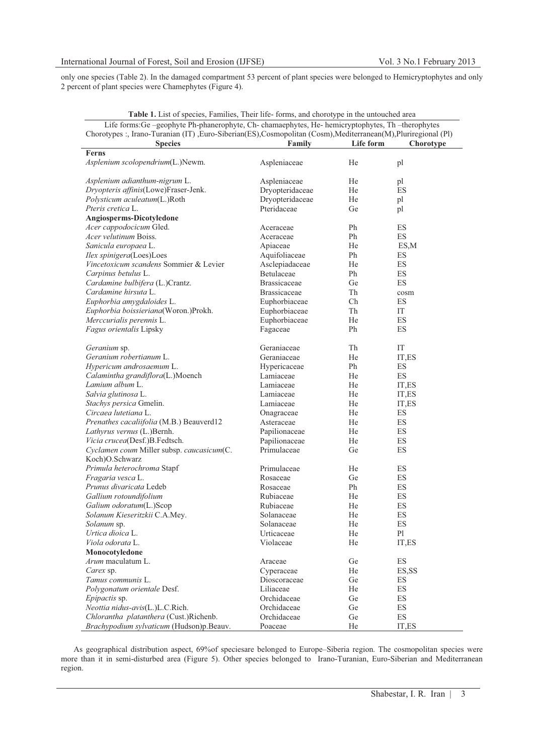only one species (Table 2). In the damaged compartment 53 percent of plant species were belonged to Hemicryptophytes and only 2 percent of plant species were Chamephytes (Figure 4).

**Table 1.** List of species, Families, Their life- forms, and chorotype in the untouched area

Life forms:Ge –geophyte Ph-phanerophyte, Ch- chamaephytes, He- hemicryptophytes, Th –therophytes
Chorotypes :, Irano-Turanian (IT) ,Euro-Siberian(ES),Cosmopolitan (Cosm),Mediterranean(M),Pluriregional (Pl)

| Species | Family | Life form | Chorotype |
|---|---|---|---|
| **Ferns** | | | |
| *Asplenium scolopendrium*(L.)Newm. | Aspleniaceae | He | pl |
| *Asplenium adianthum-nigrum* L. | Aspleniaceae | He | pl |
| *Dryopteris affinis*(Lowe)Fraser-Jenk. | Dryopteridaceae | He | ES |
| *Polysticum aculeatum*(L.)Roth | Dryopteridaceae | He | pl |
| *Pteris cretica* L. | Pteridaceae | Ge | pl |
| **Angiosperms-Dicotyledone** | | | |
| *Acer cappodocicum* Gled. | Aceraceae | Ph | ES |
| *Acer velutinum* Boiss. | Aceraceae | Ph | ES |
| *Sanicula europaea* L. | Apiaceae | He | ES,M |
| *Ilex spinigera*(Loes)Loes | Aquifoliaceae | Ph | ES |
| *Vincetoxicum scandens* Sommier & Levier | Asclepiadaceae | He | ES |
| *Carpinus betulus* L. | Betulaceae | Ph | ES |
| *Cardamine bulbifera* (L.)Crantz. | Brassicaceae | Ge | ES |
| *Cardamine hirsuta* L. | Brassicaceae | Th | cosm |
| *Euphorbia amygdaloides* L. | Euphorbiaceae | Ch | ES |
| *Euphorbia boissieriana*(Woron.)Prokh. | Euphorbiaceae | Th | IT |
| *Merccurialis perennis* L. | Euphorbiaceae | He | ES |
| *Fagus orientalis* Lipsky | Fagaceae | Ph | ES |
| *Geranium* sp. | Geraniaceae | Th | IT |
| *Geranium robertianum* L. | Geraniaceae | He | IT,ES |
| *Hypericum androsaemum* L. | Hypericaceae | Ph | ES |
| *Calamintha grandiflora*(L.)Moench | Lamiaceae | He | ES |
| *Lamium album* L. | Lamiaceae | He | IT,ES |
| *Salvia glutinosa* L. | Lamiaceae | He | IT,ES |
| *Stachys persica* Gmelin. | Lamiaceae | He | IT,ES |
| *Circaea lutetiana* L. | Onagraceae | He | ES |
| *Prenathes cacaliifolia* (M.B.) Beauverd12 | Asteraceae | He | ES |
| *Lathyrus vernus* (L.)Bernh. | Papilionaceae | He | ES |
| *Vicia crucea*(Desf.)B.Fedtsch. | Papilionaceae | He | ES |
| *Cyclamen coum* Miller subsp. *caucasicum*(C. Koch)O.Schwarz | Primulaceae | Ge | ES |
| *Primula heterochroma* Stapf | Primulaceae | He | ES |
| *Fragaria vesca* L. | Rosaceae | Ge | ES |
| *Prunus divaricata* Ledeb | Rosaceae | Ph | ES |
| *Gallium rotoundifolium* | Rubiaceae | He | ES |
| *Galium odoratum*(L.)Scop | Rubiaceae | He | ES |
| *Solanum Kieseritzkii* C.A.Mey. | Solanaceae | He | ES |
| *Solanum* sp. | Solanaceae | He | ES |
| *Urtica dioica* L. | Urticaceae | He | Pl |
| *Viola odorata* L. | Violaceae | He | IT,ES |
| **Monocotyledone** | | | |
| *Arum* maculatum L. | Araceae | Ge | ES |
| *Carex* sp. | Cyperaceae | He | ES,SS |
| *Tamus communis* L. | Dioscoraceae | Ge | ES |
| *Polygonatum orientale* Desf. | Liliaceae | He | ES |
| *Epipactis* sp. | Orchidaceae | Ge | ES |
| *Neottia nidus-avis*(L.)L.C.Rich. | Orchidaceae | Ge | ES |
| *Chlorantha platanthera* (Cust.)Richenb. | Orchidaceae | Ge | ES |
| *Brachypodium sylvaticum* (Hudson)p.Beauv. | Poaceae | He | IT,ES |

As geographical distribution aspect, 69%of speciesare belonged to Europe–Siberia region. The cosmopolitan species were more than it in semi-disturbed area (Figure 5). Other species belonged to Irano-Turanian, Euro-Siberian and Mediterranean region.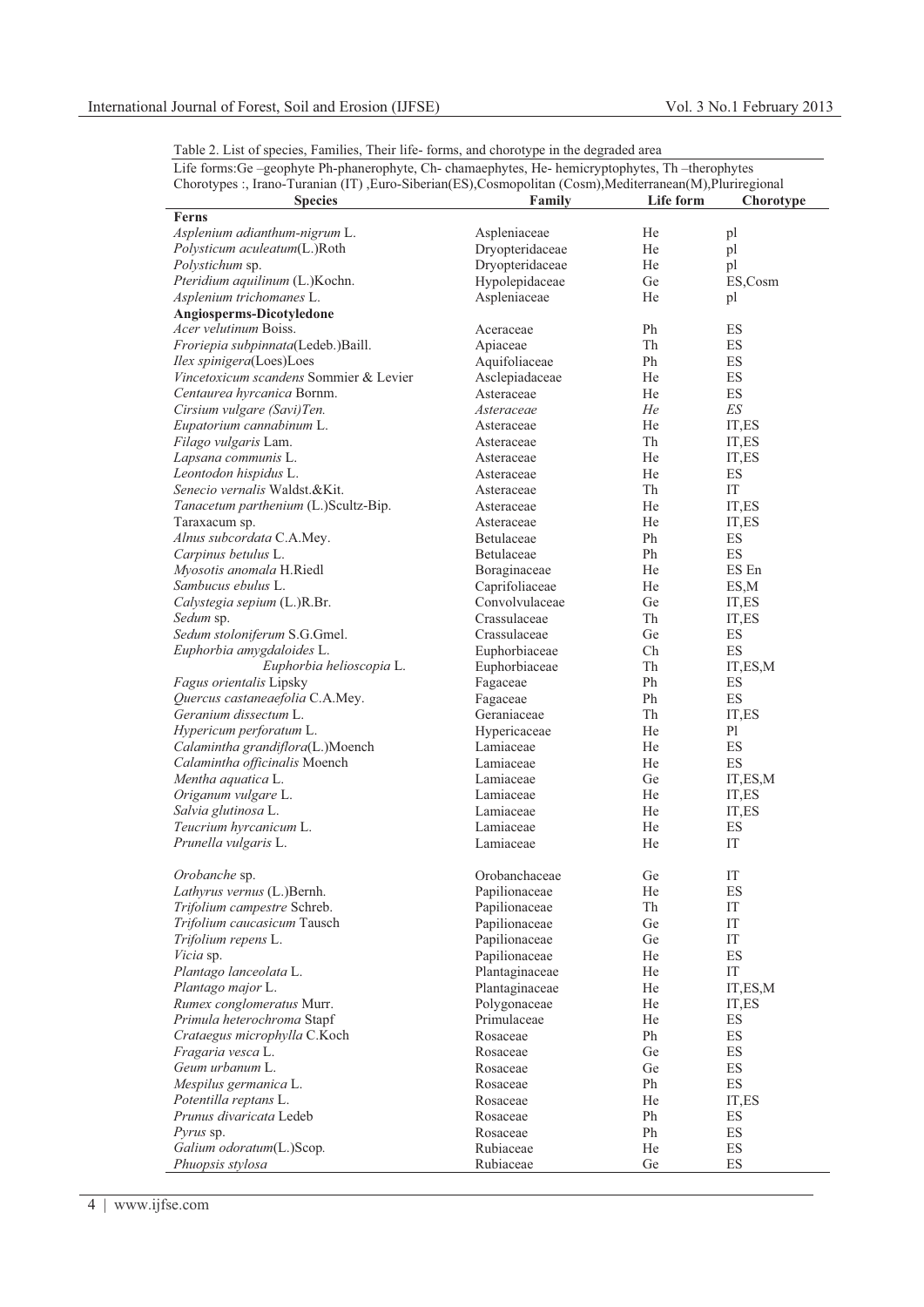Table 2. List of species, Families, Their life- forms, and chorotype in the degraded area

Life forms:Ge –geophyte Ph-phanerophyte, Ch- chamaephytes, He- hemicryptophytes, Th –therophytes

Chorotypes :, Irano-Turanian (IT) ,Euro-Siberian(ES),Cosmopolitan (Cosm),Mediterranean(M),Pluriregional

| Species | Family | Life form | Chorotype |
|---|---|---|---|
| **Ferns** | | | |
| *Asplenium adianthum-nigrum* L. | Aspleniaceae | He | pl |
| *Polysticum aculeatum*(L.)Roth | Dryopteridaceae | He | pl |
| *Polystichum* sp. | Dryopteridaceae | He | pl |
| *Pteridium aquilinum* (L.)Kochn. | Hypolepidaceae | Ge | ES,Cosm |
| *Asplenium trichomanes* L. | Aspleniaceae | He | pl |
| **Angiosperms-Dicotyledone** | | | |
| *Acer velutinum* Boiss. | Aceraceae | Ph | ES |
| *Froriepia subpinnata*(Ledeb.)Baill. | Apiaceae | Th | ES |
| *Ilex spinigera*(Loes)Loes | Aquifoliaceae | Ph | ES |
| *Vincetoxicum scandens* Sommier & Levier | Asclepiadaceae | He | ES |
| *Centaurea hyrcanica* Bornm. | Asteraceae | He | ES |
| *Cirsium vulgare (Savi)Ten.* | *Asteraceae* | *He* | *ES* |
| *Eupatorium cannabinum* L. | Asteraceae | He | IT,ES |
| *Filago vulgaris* Lam. | Asteraceae | Th | IT,ES |
| *Lapsana communis* L. | Asteraceae | He | IT,ES |
| *Leontodon hispidus* L. | Asteraceae | He | ES |
| *Senecio vernalis* Waldst.&Kit. | Asteraceae | Th | IT |
| *Tanacetum parthenium* (L.)Scultz-Bip. | Asteraceae | He | IT,ES |
| Taraxacum sp. | Asteraceae | He | IT,ES |
| *Alnus subcordata* C.A.Mey. | Betulaceae | Ph | ES |
| *Carpinus betulus* L. | Betulaceae | Ph | ES |
| *Myosotis anomala* H.Riedl | Boraginaceae | He | ES En |
| *Sambucus ebulus* L. | Caprifoliaceae | He | ES,M |
| *Calystegia sepium* (L.)R.Br. | Convolvulaceae | Ge | IT,ES |
| *Sedum* sp. | Crassulaceae | Th | IT,ES |
| *Sedum stoloniferum* S.G.Gmel. | Crassulaceae | Ge | ES |
| *Euphorbia amygdaloides* L. | Euphorbiaceae | Ch | ES |
| *Euphorbia helioscopia* L. | Euphorbiaceae | Th | IT,ES,M |
| *Fagus orientalis* Lipsky | Fagaceae | Ph | ES |
| *Quercus castaneaefolia* C.A.Mey. | Fagaceae | Ph | ES |
| *Geranium dissectum* L. | Geraniaceae | Th | IT,ES |
| *Hypericum perforatum* L. | Hypericaceae | He | Pl |
| *Calamintha grandiflora*(L.)Moench | Lamiaceae | He | ES |
| *Calamintha officinalis* Moench | Lamiaceae | He | ES |
| *Mentha aquatica* L. | Lamiaceae | Ge | IT,ES,M |
| *Origanum vulgare* L. | Lamiaceae | He | IT,ES |
| *Salvia glutinosa* L. | Lamiaceae | He | IT,ES |
| *Teucrium hyrcanicum* L. | Lamiaceae | He | ES |
| *Prunella vulgaris* L. | Lamiaceae | He | IT |
| *Orobanche* sp. | Orobanchaceae | Ge | IT |
| *Lathyrus vernus* (L.)Bernh. | Papilionaceae | He | ES |
| *Trifolium campestre* Schreb. | Papilionaceae | Th | IT |
| *Trifolium caucasicum* Tausch | Papilionaceae | Ge | IT |
| *Trifolium repens* L. | Papilionaceae | Ge | IT |
| *Vicia* sp. | Papilionaceae | He | ES |
| *Plantago lanceolata* L. | Plantaginaceae | He | IT |
| *Plantago major* L. | Plantaginaceae | He | IT,ES,M |
| *Rumex conglomeratus* Murr. | Polygonaceae | He | IT,ES |
| *Primula heterochroma* Stapf | Primulaceae | He | ES |
| *Crataegus microphylla* C.Koch | Rosaceae | Ph | ES |
| *Fragaria vesca* L. | Rosaceae | Ge | ES |
| *Geum urbanum* L. | Rosaceae | Ge | ES |
| *Mespilus germanica* L. | Rosaceae | Ph | ES |
| *Potentilla reptans* L. | Rosaceae | He | IT,ES |
| *Prunus divaricata* Ledeb | Rosaceae | Ph | ES |
| *Pyrus* sp. | Rosaceae | Ph | ES |
| *Galium odoratum*(L.)Scop. | Rubiaceae | He | ES |
| *Phuopsis stylosa* | Rubiaceae | Ge | ES |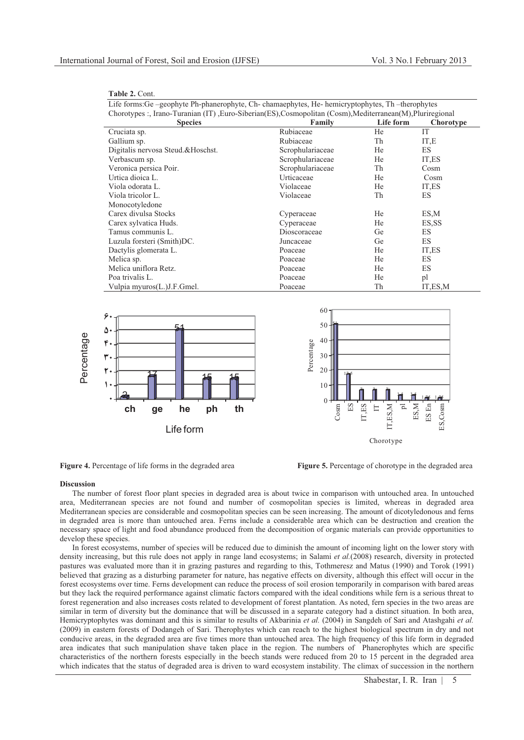**Table 2.** Cont.

Life forms:Ge –geophyte Ph-phanerophyte, Ch- chamaephytes, He- hemicryptophytes, Th –therophytes
Chorotypes :, Irano-Turanian (IT) ,Euro-Siberian(ES),Cosmopolitan (Cosm),Mediterranean(M),Pluriregional

| Species | Family | Life form | Chorotype |
|---|---|---|---|
| Cruciata sp. | Rubiaceae | He | IT |
| Gallium sp. | Rubiaceae | Th | IT,E |
| Digitalis nervosa Steud.&Hoschst. | Scrophulariaceae | He | ES |
| Verbascum sp. | Scrophulariaceae | He | IT,ES |
| Veronica persica Poir. | Scrophulariaceae | Th | Cosm |
| Urtica dioica L. | Urticaceae | He | Cosm |
| Viola odorata L. | Violaceae | He | IT,ES |
| Viola tricolor L. | Violaceae | Th | ES |
| Monocotyledone | | | |
| Carex divulsa Stocks | Cyperaceae | He | ES,M |
| Carex sylvatica Huds. | Cyperaceae | He | ES,SS |
| Tamus communis L. | Dioscoraceae | Ge | ES |
| Luzula forsteri (Smith)DC. | Juncaceae | Ge | ES |
| Dactylis glomerata L. | Poaceae | He | IT,ES |
| Melica sp. | Poaceae | He | ES |
| Melica uniflora Retz. | Poaceae | He | ES |
| Poa trivalis L. | Poaceae | He | pl |
| Vulpia myuros(L.)J.F.Gmel. | Poaceae | Th | IT,ES,M |

**Figure 4.** Percentage of life forms in the degraded area

**Figure 5.** Percentage of chorotype in the degraded area

**Discussion**

The number of forest floor plant species in degraded area is about twice in comparison with untouched area. In untouched area, Mediterranean species are not found and number of cosmopolitan species is limited, whereas in degraded area Mediterranean species are considerable and cosmopolitan species can be seen increasing. The amount of dicotyledonous and ferns in degraded area is more than untouched area. Ferns include a considerable area which can be destruction and creation the necessary space of light and food abundance produced from the decomposition of organic materials can provide opportunities to develop these species.

In forest ecosystems, number of species will be reduced due to diminish the amount of incoming light on the lower story with density increasing, but this rule does not apply in range land ecosystems; in Salami *et al.*(2008) research, diversity in protected pastures was evaluated more than it in grazing pastures and regarding to this, Tothmeresz and Matus (1990) and Torok (1991) believed that grazing as a disturbing parameter for nature, has negative effects on diversity, although this effect will occur in the forest ecosystems over time. Ferns development can reduce the process of soil erosion temporarily in comparison with bared areas but they lack the required performance against climatic factors compared with the ideal conditions while fern is a serious threat to forest regeneration and also increases costs related to development of forest plantation. As noted, fern species in the two areas are similar in term of diversity but the dominance that will be discussed in a separate category had a distinct situation. In both area, Hemicryptophytes was dominant and this is similar to results of Akbarinia *et al.* (2004) in Sangdeh of Sari and Atashgahi *et al.* (2009) in eastern forests of Dodangeh of Sari. Therophytes which can reach to the highest biological spectrum in dry and not conducive areas, in the degraded area are five times more than untouched area. The high frequency of this life form in degraded area indicates that such manipulation shave taken place in the region. The numbers of Phanerophytes which are specific characteristics of the northern forests especially in the beech stands were reduced from 20 to 15 percent in the degraded area which indicates that the status of degraded area is driven to ward ecosystem instability. The climax of succession in the northern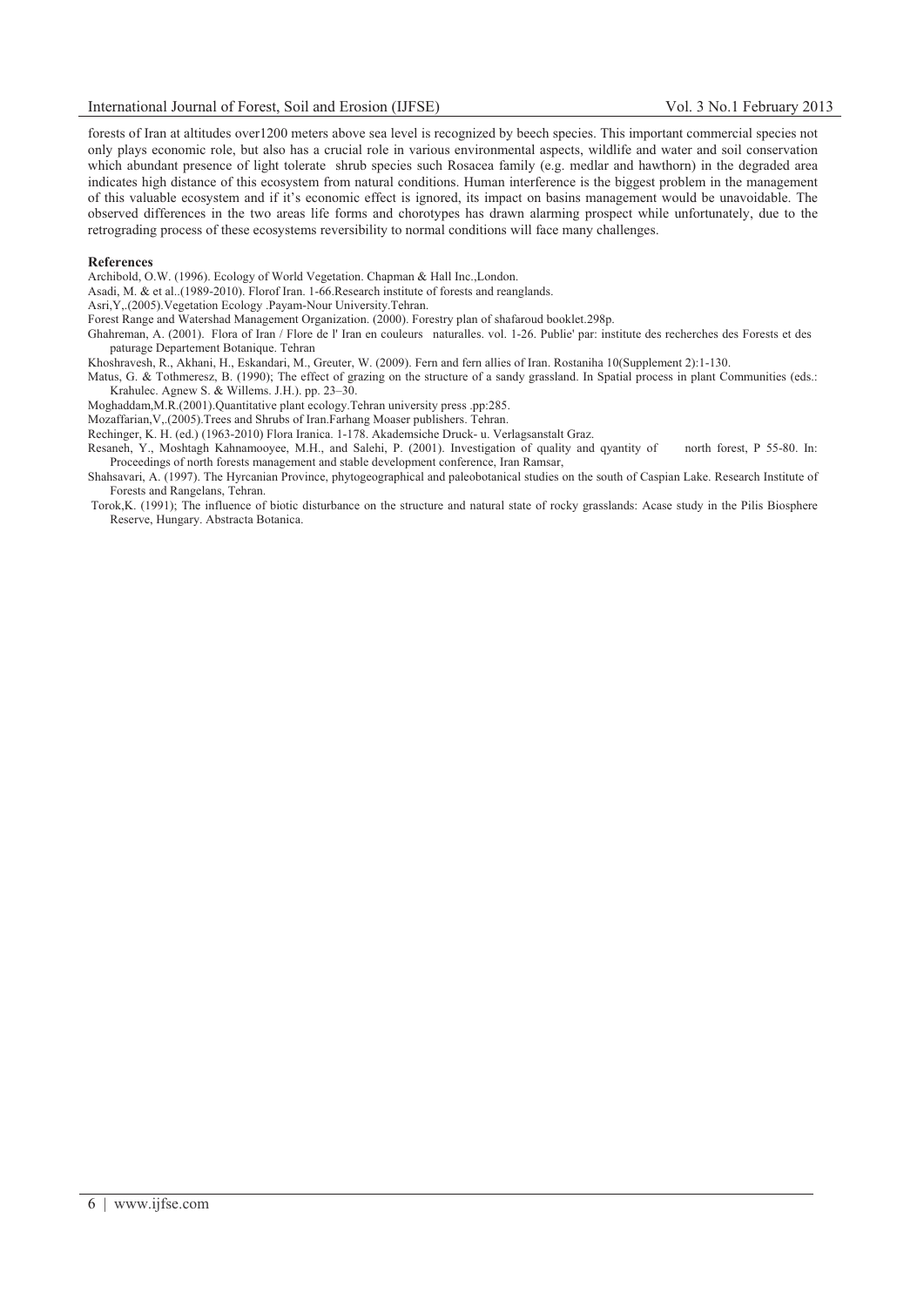forests of Iran at altitudes over1200 meters above sea level is recognized by beech species. This important commercial species not only plays economic role, but also has a crucial role in various environmental aspects, wildlife and water and soil conservation which abundant presence of light tolerate shrub species such Rosacea family (e.g. medlar and hawthorn) in the degraded area indicates high distance of this ecosystem from natural conditions. Human interference is the biggest problem in the management of this valuable ecosystem and if it's economic effect is ignored, its impact on basins management would be unavoidable. The observed differences in the two areas life forms and chorotypes has drawn alarming prospect while unfortunately, due to the retrograding process of these ecosystems reversibility to normal conditions will face many challenges.

**References**

Archibold, O.W. (1996). Ecology of World Vegetation. Chapman & Hall Inc.,London.

Asadi, M. & et al..(1989-2010). Florof Iran. 1-66.Research institute of forests and reanglands.

Asri,Y,.(2005).Vegetation Ecology .Payam-Nour University.Tehran.

Forest Range and Watershad Management Organization. (2000). Forestry plan of shafaroud booklet.298p.

Ghahreman, A. (2001). Flora of Iran / Flore de l' Iran en couleurs naturalles. vol. 1-26. Publie' par: institute des recherches des Forests et des paturage Departement Botanique. Tehran

Khoshravesh, R., Akhani, H., Eskandari, M., Greuter, W. (2009). Fern and fern allies of Iran. Rostaniha 10(Supplement 2):1-130.

Matus, G. & Tothmeresz, B. (1990); The effect of grazing on the structure of a sandy grassland. In Spatial process in plant Communities (eds.: Krahulec. Agnew S. & Willems. J.H.). pp. 23–30.

Moghaddam,M.R.(2001).Quantitative plant ecology.Tehran university press .pp:285.

Mozaffarian,V,.(2005).Trees and Shrubs of Iran.Farhang Moaser publishers. Tehran.

Rechinger, K. H. (ed.) (1963-2010) Flora Iranica. 1-178. Akademsiche Druck- u. Verlagsanstalt Graz.

Resaneh, Y., Moshtagh Kahnamooyee, M.H., and Salehi, P. (2001). Investigation of quality and qyantity of north forest, P 55-80. In: Proceedings of north forests management and stable development conference, Iran Ramsar,

Shahsavari, A. (1997). The Hyrcanian Province, phytogeographical and paleobotanical studies on the south of Caspian Lake. Research Institute of Forests and Rangelans, Tehran.

Torok,K. (1991); The influence of biotic disturbance on the structure and natural state of rocky grasslands: Acase study in the Pilis Biosphere Reserve, Hungary. Abstracta Botanica.